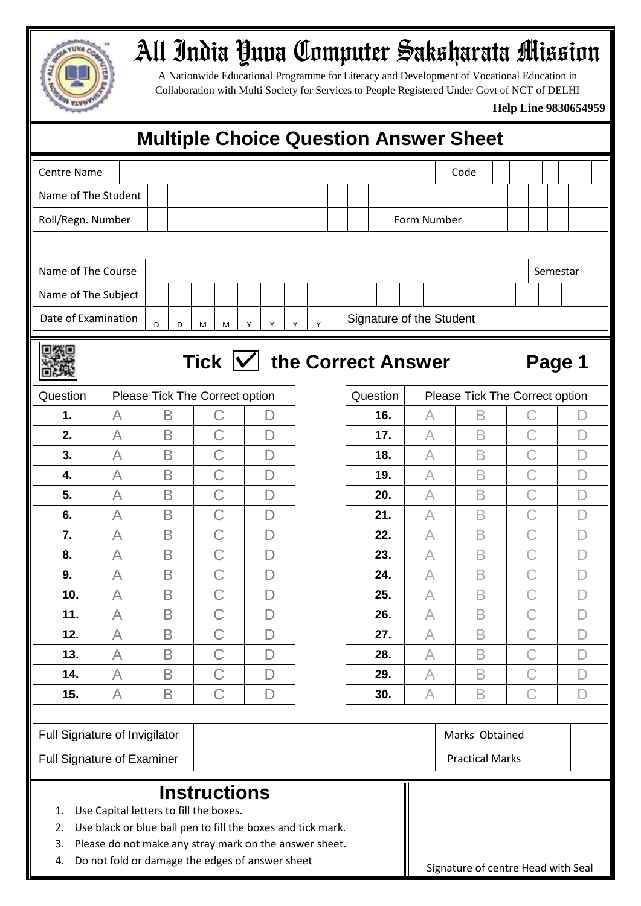# All India Yuva Computer Saksharata Mission

A Nationwide Educational Programme for Literacy and Development of Vocational Education in Collaboration with Multi Society for Services to People Registered Under Govt of NCT of DELHI

**Help Line 9830654959**

## Multiple Choice Question Answer Sheet

| Centre Name | | Code | |
|---|---|---|---|
| Name of The Student | | | |
| Roll/Regn. Number | | Form Number | |

| Name of The Course | | Semestar | |
|---|---|---|---|
| Name of The Subject | | | |
| Date of Examination | D D M M Y Y Y Y | Signature of the Student | |

## Tick ☑ the Correct Answer

**Page 1**

| Question | Please Tick The Correct option | | | |
|---|---|---|---|---|
| **1.** | A | B | C | D |
| **2.** | A | B | C | D |
| **3.** | A | B | C | D |
| **4.** | A | B | C | D |
| **5.** | A | B | C | D |
| **6.** | A | B | C | D |
| **7.** | A | B | C | D |
| **8.** | A | B | C | D |
| **9.** | A | B | C | D |
| **10.** | A | B | C | D |
| **11.** | A | B | C | D |
| **12.** | A | B | C | D |
| **13.** | A | B | C | D |
| **14.** | A | B | C | D |
| **15.** | A | B | C | D |

| Question | Please Tick The Correct option | | | |
|---|---|---|---|---|
| **16.** | A | B | C | D |
| **17.** | A | B | C | D |
| **18.** | A | B | C | D |
| **19.** | A | B | C | D |
| **20.** | A | B | C | D |
| **21.** | A | B | C | D |
| **22.** | A | B | C | D |
| **23.** | A | B | C | D |
| **24.** | A | B | C | D |
| **25.** | A | B | C | D |
| **26.** | A | B | C | D |
| **27.** | A | B | C | D |
| **28.** | A | B | C | D |
| **29.** | A | B | C | D |
| **30.** | A | B | C | D |

| Full Signature of Invigilator | | Marks Obtained | | |
|---|---|---|---|---|
| Full Signature of Examiner | | Practical Marks | | |

## Instructions

1. Use Capital letters to fill the boxes.
2. Use black or blue ball pen to fill the boxes and tick mark.
3. Please do not make any stray mark on the answer sheet.
4. Do not fold or damage the edges of answer sheet

Signature of centre Head with Seal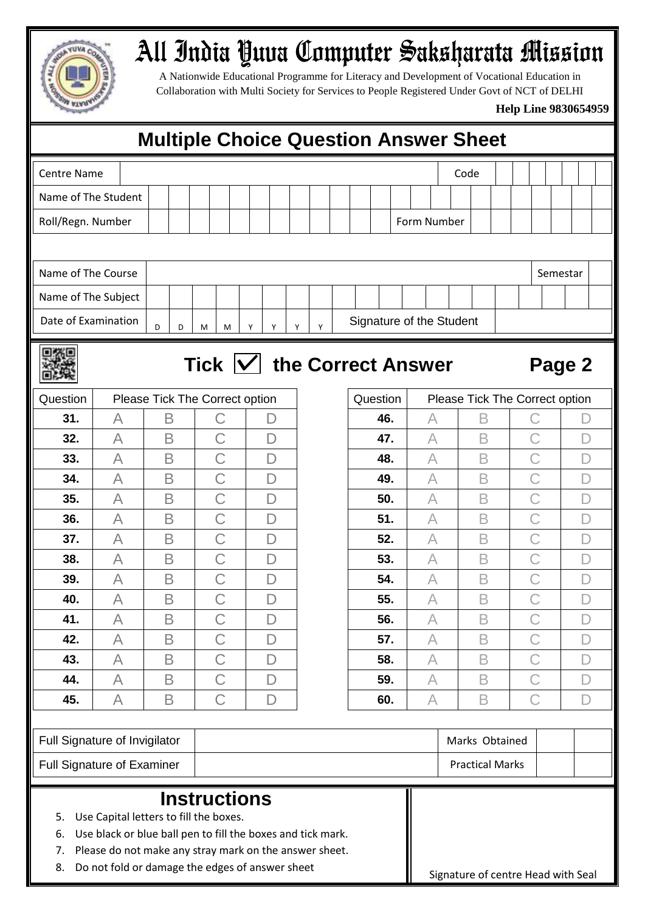# All India Yuva Computer Saksharata Mission

A Nationwide Educational Programme for Literacy and Development of Vocational Education in Collaboration with Multi Society for Services to People Registered Under Govt of NCT of DELHI

**Help Line 9830654959**

## Multiple Choice Question Answer Sheet

| | | | |
|---|---|---|---|
| Centre Name | | Code | |
| Name of The Student | | | |
| Roll/Regn. Number | | Form Number | |

| | | | |
|---|---|---|---|
| Name of The Course | | Semestar | |
| Name of The Subject | | | |
| Date of Examination | D D M M Y Y Y Y | Signature of the Student | |

## Tick ☑ the Correct Answer **Page 2**

| Question | Please Tick The Correct option | | | |
|---|---|---|---|---|
| **31.** | A | B | C | D |
| **32.** | A | B | C | D |
| **33.** | A | B | C | D |
| **34.** | A | B | C | D |
| **35.** | A | B | C | D |
| **36.** | A | B | C | D |
| **37.** | A | B | C | D |
| **38.** | A | B | C | D |
| **39.** | A | B | C | D |
| **40.** | A | B | C | D |
| **41.** | A | B | C | D |
| **42.** | A | B | C | D |
| **43.** | A | B | C | D |
| **44.** | A | B | C | D |
| **45.** | A | B | C | D |

| Question | Please Tick The Correct option | | | |
|---|---|---|---|---|
| **46.** | A | B | C | D |
| **47.** | A | B | C | D |
| **48.** | A | B | C | D |
| **49.** | A | B | C | D |
| **50.** | A | B | C | D |
| **51.** | A | B | C | D |
| **52.** | A | B | C | D |
| **53.** | A | B | C | D |
| **54.** | A | B | C | D |
| **55.** | A | B | C | D |
| **56.** | A | B | C | D |
| **57.** | A | B | C | D |
| **58.** | A | B | C | D |
| **59.** | A | B | C | D |
| **60.** | A | B | C | D |

| | | | |
|---|---|---|---|
| Full Signature of Invigilator | | Marks Obtained | |
| Full Signature of Examiner | | Practical Marks | |

## Instructions

5. Use Capital letters to fill the boxes.
6. Use black or blue ball pen to fill the boxes and tick mark.
7. Please do not make any stray mark on the answer sheet.
8. Do not fold or damage the edges of answer sheet

Signature of centre Head with Seal